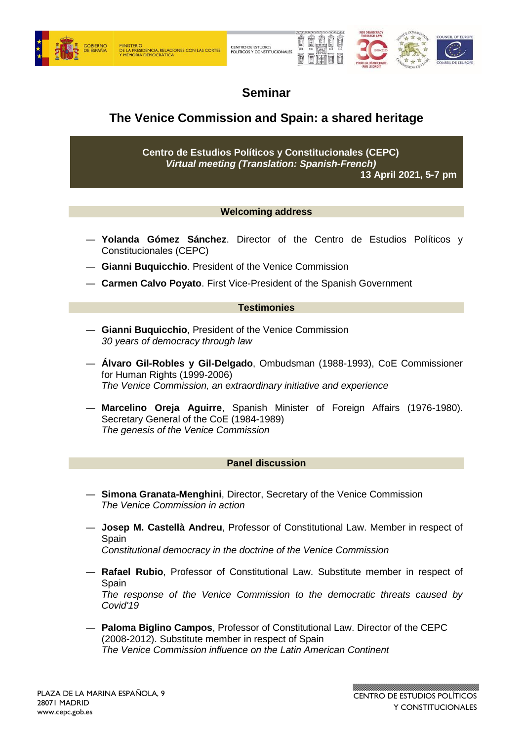# Seminar

## The Venice Commission and Spain: a shared heritage

**Centro de Estudios Políticos y Constitucionales (CEPC)**
***Virtual meeting (Translation: Spanish-French)***
**13 April 2021, 5-7 pm**

### Welcoming address

— **Yolanda Gómez Sánchez**. Director of the Centro de Estudios Políticos y Constitucionales (CEPC)

— **Gianni Buquicchio**. President of the Venice Commission

— **Carmen Calvo Poyato**. First Vice-President of the Spanish Government

### Testimonies

— **Gianni Buquicchio**, President of the Venice Commission
*30 years of democracy through law*

— **Álvaro Gil-Robles y Gil-Delgado**, Ombudsman (1988-1993), CoE Commissioner for Human Rights (1999-2006)
*The Venice Commission, an extraordinary initiative and experience*

— **Marcelino Oreja Aguirre**, Spanish Minister of Foreign Affairs (1976-1980). Secretary General of the CoE (1984-1989)
*The genesis of the Venice Commission*

### Panel discussion

— **Simona Granata-Menghini**, Director, Secretary of the Venice Commission
*The Venice Commission in action*

— **Josep M. Castellà Andreu**, Professor of Constitutional Law. Member in respect of Spain
*Constitutional democracy in the doctrine of the Venice Commission*

— **Rafael Rubio**, Professor of Constitutional Law. Substitute member in respect of Spain
*The response of the Venice Commission to the democratic threats caused by Covid'19*

— **Paloma Biglino Campos**, Professor of Constitutional Law. Director of the CEPC (2008-2012). Substitute member in respect of Spain
*The Venice Commission influence on the Latin American Continent*

PLAZA DE LA MARINA ESPAÑOLA, 9
28071 MADRID
www.cepc.gob.es

CENTRO DE ESTUDIOS POLÍTICOS Y CONSTITUCIONALES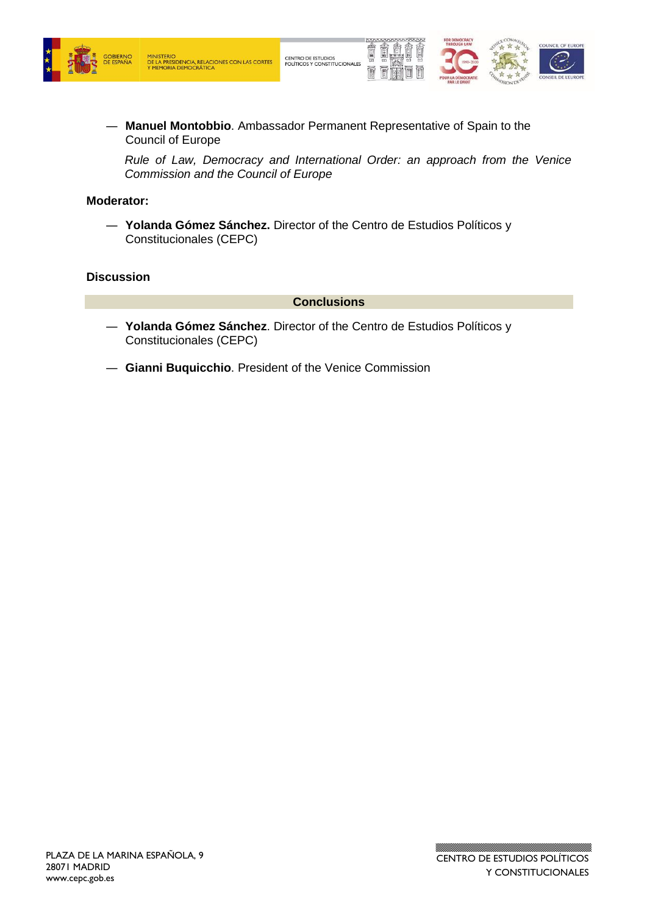— **Manuel Montobbio**. Ambassador Permanent Representative of Spain to the Council of Europe

*Rule of Law, Democracy and International Order: an approach from the Venice Commission and the Council of Europe*

**Moderator:**

— **Yolanda Gómez Sánchez.** Director of the Centro de Estudios Políticos y Constitucionales (CEPC)

**Discussion**

**Conclusions**

— **Yolanda Gómez Sánchez**. Director of the Centro de Estudios Políticos y Constitucionales (CEPC)

— **Gianni Buquicchio**. President of the Venice Commission